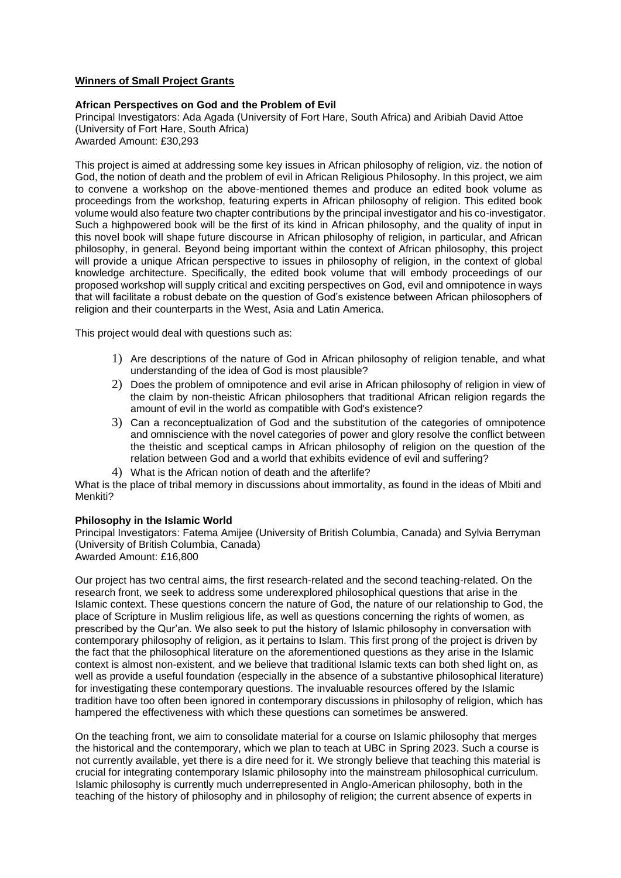## Winners of Small Project Grants

### African Perspectives on God and the Problem of Evil

Principal Investigators: Ada Agada (University of Fort Hare, South Africa) and Aribiah David Attoe (University of Fort Hare, South Africa)
Awarded Amount: £30,293

This project is aimed at addressing some key issues in African philosophy of religion, viz. the notion of God, the notion of death and the problem of evil in African Religious Philosophy. In this project, we aim to convene a workshop on the above-mentioned themes and produce an edited book volume as proceedings from the workshop, featuring experts in African philosophy of religion. This edited book volume would also feature two chapter contributions by the principal investigator and his co-investigator. Such a highpowered book will be the first of its kind in African philosophy, and the quality of input in this novel book will shape future discourse in African philosophy of religion, in particular, and African philosophy, in general. Beyond being important within the context of African philosophy, this project will provide a unique African perspective to issues in philosophy of religion, in the context of global knowledge architecture. Specifically, the edited book volume that will embody proceedings of our proposed workshop will supply critical and exciting perspectives on God, evil and omnipotence in ways that will facilitate a robust debate on the question of God's existence between African philosophers of religion and their counterparts in the West, Asia and Latin America.

This project would deal with questions such as:

1) Are descriptions of the nature of God in African philosophy of religion tenable, and what understanding of the idea of God is most plausible?
2) Does the problem of omnipotence and evil arise in African philosophy of religion in view of the claim by non-theistic African philosophers that traditional African religion regards the amount of evil in the world as compatible with God's existence?
3) Can a reconceptualization of God and the substitution of the categories of omnipotence and omniscience with the novel categories of power and glory resolve the conflict between the theistic and sceptical camps in African philosophy of religion on the question of the relation between God and a world that exhibits evidence of evil and suffering?
4) What is the African notion of death and the afterlife?

What is the place of tribal memory in discussions about immortality, as found in the ideas of Mbiti and Menkiti?

### Philosophy in the Islamic World

Principal Investigators: Fatema Amijee (University of British Columbia, Canada) and Sylvia Berryman (University of British Columbia, Canada)
Awarded Amount: £16,800

Our project has two central aims, the first research-related and the second teaching-related. On the research front, we seek to address some underexplored philosophical questions that arise in the Islamic context. These questions concern the nature of God, the nature of our relationship to God, the place of Scripture in Muslim religious life, as well as questions concerning the rights of women, as prescribed by the Qur'an. We also seek to put the history of Islamic philosophy in conversation with contemporary philosophy of religion, as it pertains to Islam. This first prong of the project is driven by the fact that the philosophical literature on the aforementioned questions as they arise in the Islamic context is almost non-existent, and we believe that traditional Islamic texts can both shed light on, as well as provide a useful foundation (especially in the absence of a substantive philosophical literature) for investigating these contemporary questions. The invaluable resources offered by the Islamic tradition have too often been ignored in contemporary discussions in philosophy of religion, which has hampered the effectiveness with which these questions can sometimes be answered.

On the teaching front, we aim to consolidate material for a course on Islamic philosophy that merges the historical and the contemporary, which we plan to teach at UBC in Spring 2023. Such a course is not currently available, yet there is a dire need for it. We strongly believe that teaching this material is crucial for integrating contemporary Islamic philosophy into the mainstream philosophical curriculum. Islamic philosophy is currently much underrepresented in Anglo-American philosophy, both in the teaching of the history of philosophy and in philosophy of religion; the current absence of experts in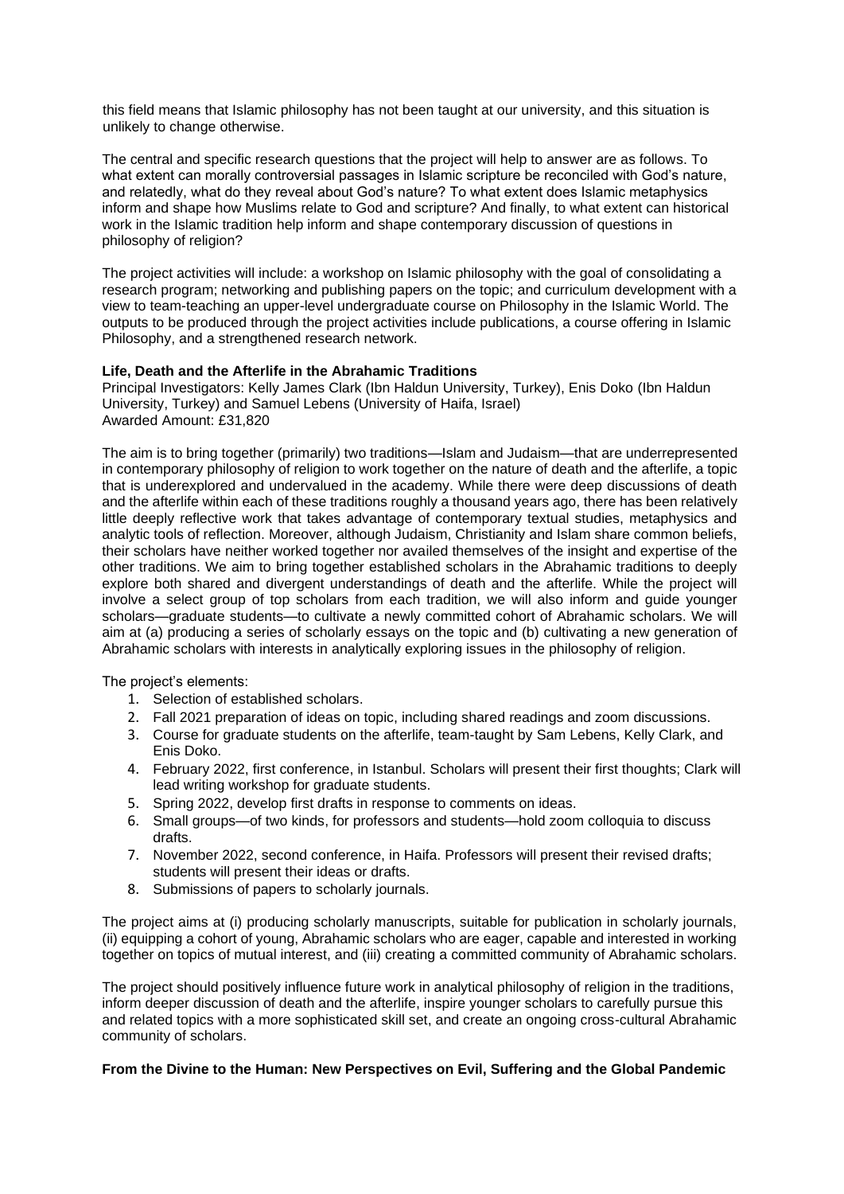this field means that Islamic philosophy has not been taught at our university, and this situation is unlikely to change otherwise.

The central and specific research questions that the project will help to answer are as follows. To what extent can morally controversial passages in Islamic scripture be reconciled with God's nature, and relatedly, what do they reveal about God's nature? To what extent does Islamic metaphysics inform and shape how Muslims relate to God and scripture? And finally, to what extent can historical work in the Islamic tradition help inform and shape contemporary discussion of questions in philosophy of religion?

The project activities will include: a workshop on Islamic philosophy with the goal of consolidating a research program; networking and publishing papers on the topic; and curriculum development with a view to team-teaching an upper-level undergraduate course on Philosophy in the Islamic World. The outputs to be produced through the project activities include publications, a course offering in Islamic Philosophy, and a strengthened research network.

**Life, Death and the Afterlife in the Abrahamic Traditions**
Principal Investigators: Kelly James Clark (Ibn Haldun University, Turkey), Enis Doko (Ibn Haldun University, Turkey) and Samuel Lebens (University of Haifa, Israel)
Awarded Amount: £31,820

The aim is to bring together (primarily) two traditions—Islam and Judaism—that are underrepresented in contemporary philosophy of religion to work together on the nature of death and the afterlife, a topic that is underexplored and undervalued in the academy. While there were deep discussions of death and the afterlife within each of these traditions roughly a thousand years ago, there has been relatively little deeply reflective work that takes advantage of contemporary textual studies, metaphysics and analytic tools of reflection. Moreover, although Judaism, Christianity and Islam share common beliefs, their scholars have neither worked together nor availed themselves of the insight and expertise of the other traditions. We aim to bring together established scholars in the Abrahamic traditions to deeply explore both shared and divergent understandings of death and the afterlife. While the project will involve a select group of top scholars from each tradition, we will also inform and guide younger scholars—graduate students—to cultivate a newly committed cohort of Abrahamic scholars. We will aim at (a) producing a series of scholarly essays on the topic and (b) cultivating a new generation of Abrahamic scholars with interests in analytically exploring issues in the philosophy of religion.

The project's elements:

1. Selection of established scholars.
2. Fall 2021 preparation of ideas on topic, including shared readings and zoom discussions.
3. Course for graduate students on the afterlife, team-taught by Sam Lebens, Kelly Clark, and Enis Doko.
4. February 2022, first conference, in Istanbul. Scholars will present their first thoughts; Clark will lead writing workshop for graduate students.
5. Spring 2022, develop first drafts in response to comments on ideas.
6. Small groups—of two kinds, for professors and students—hold zoom colloquia to discuss drafts.
7. November 2022, second conference, in Haifa. Professors will present their revised drafts; students will present their ideas or drafts.
8. Submissions of papers to scholarly journals.

The project aims at (i) producing scholarly manuscripts, suitable for publication in scholarly journals, (ii) equipping a cohort of young, Abrahamic scholars who are eager, capable and interested in working together on topics of mutual interest, and (iii) creating a committed community of Abrahamic scholars.

The project should positively influence future work in analytical philosophy of religion in the traditions, inform deeper discussion of death and the afterlife, inspire younger scholars to carefully pursue this and related topics with a more sophisticated skill set, and create an ongoing cross-cultural Abrahamic community of scholars.

**From the Divine to the Human: New Perspectives on Evil, Suffering and the Global Pandemic**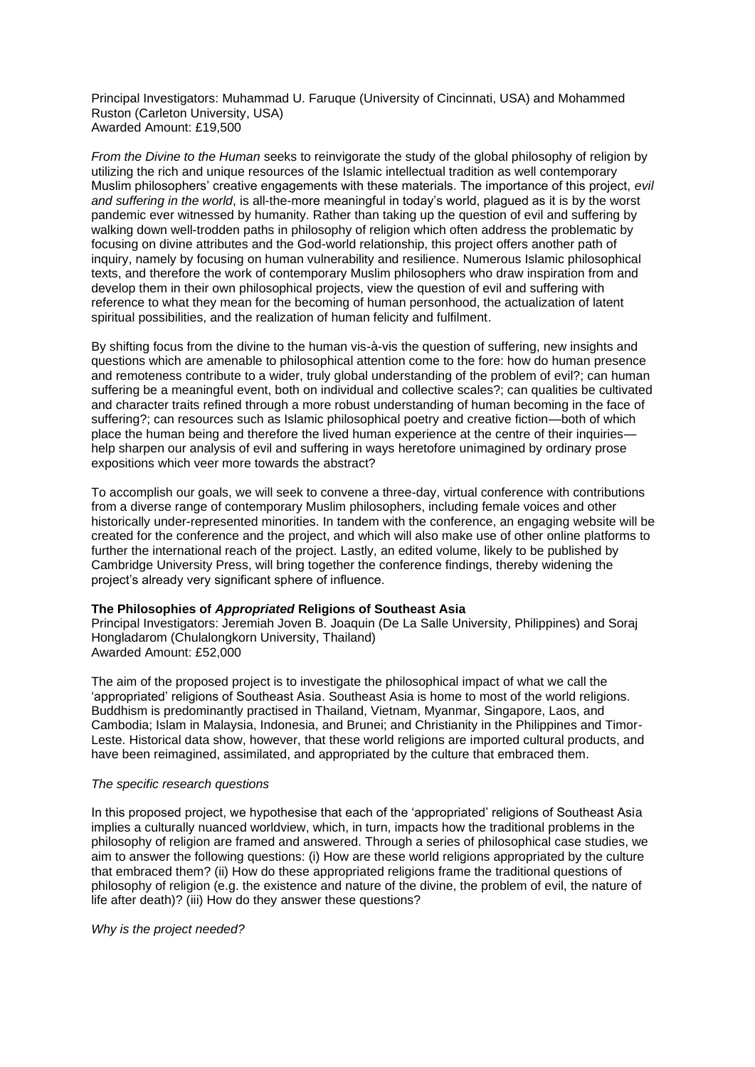Principal Investigators: Muhammad U. Faruque (University of Cincinnati, USA) and Mohammed Ruston (Carleton University, USA)
Awarded Amount: £19,500

*From the Divine to the Human* seeks to reinvigorate the study of the global philosophy of religion by utilizing the rich and unique resources of the Islamic intellectual tradition as well contemporary Muslim philosophers' creative engagements with these materials. The importance of this project, *evil and suffering in the world*, is all-the-more meaningful in today's world, plagued as it is by the worst pandemic ever witnessed by humanity. Rather than taking up the question of evil and suffering by walking down well-trodden paths in philosophy of religion which often address the problematic by focusing on divine attributes and the God-world relationship, this project offers another path of inquiry, namely by focusing on human vulnerability and resilience. Numerous Islamic philosophical texts, and therefore the work of contemporary Muslim philosophers who draw inspiration from and develop them in their own philosophical projects, view the question of evil and suffering with reference to what they mean for the becoming of human personhood, the actualization of latent spiritual possibilities, and the realization of human felicity and fulfilment.

By shifting focus from the divine to the human vis-à-vis the question of suffering, new insights and questions which are amenable to philosophical attention come to the fore: how do human presence and remoteness contribute to a wider, truly global understanding of the problem of evil?; can human suffering be a meaningful event, both on individual and collective scales?; can qualities be cultivated and character traits refined through a more robust understanding of human becoming in the face of suffering?; can resources such as Islamic philosophical poetry and creative fiction—both of which place the human being and therefore the lived human experience at the centre of their inquiries—help sharpen our analysis of evil and suffering in ways heretofore unimagined by ordinary prose expositions which veer more towards the abstract?

To accomplish our goals, we will seek to convene a three-day, virtual conference with contributions from a diverse range of contemporary Muslim philosophers, including female voices and other historically under-represented minorities. In tandem with the conference, an engaging website will be created for the conference and the project, and which will also make use of other online platforms to further the international reach of the project. Lastly, an edited volume, likely to be published by Cambridge University Press, will bring together the conference findings, thereby widening the project's already very significant sphere of influence.

**The Philosophies of *Appropriated* Religions of Southeast Asia**
Principal Investigators: Jeremiah Joven B. Joaquin (De La Salle University, Philippines) and Soraj Hongladarom (Chulalongkorn University, Thailand)
Awarded Amount: £52,000

The aim of the proposed project is to investigate the philosophical impact of what we call the 'appropriated' religions of Southeast Asia. Southeast Asia is home to most of the world religions. Buddhism is predominantly practised in Thailand, Vietnam, Myanmar, Singapore, Laos, and Cambodia; Islam in Malaysia, Indonesia, and Brunei; and Christianity in the Philippines and Timor-Leste. Historical data show, however, that these world religions are imported cultural products, and have been reimagined, assimilated, and appropriated by the culture that embraced them.

*The specific research questions*

In this proposed project, we hypothesise that each of the 'appropriated' religions of Southeast Asia implies a culturally nuanced worldview, which, in turn, impacts how the traditional problems in the philosophy of religion are framed and answered. Through a series of philosophical case studies, we aim to answer the following questions: (i) How are these world religions appropriated by the culture that embraced them? (ii) How do these appropriated religions frame the traditional questions of philosophy of religion (e.g. the existence and nature of the divine, the problem of evil, the nature of life after death)? (iii) How do they answer these questions?

*Why is the project needed?*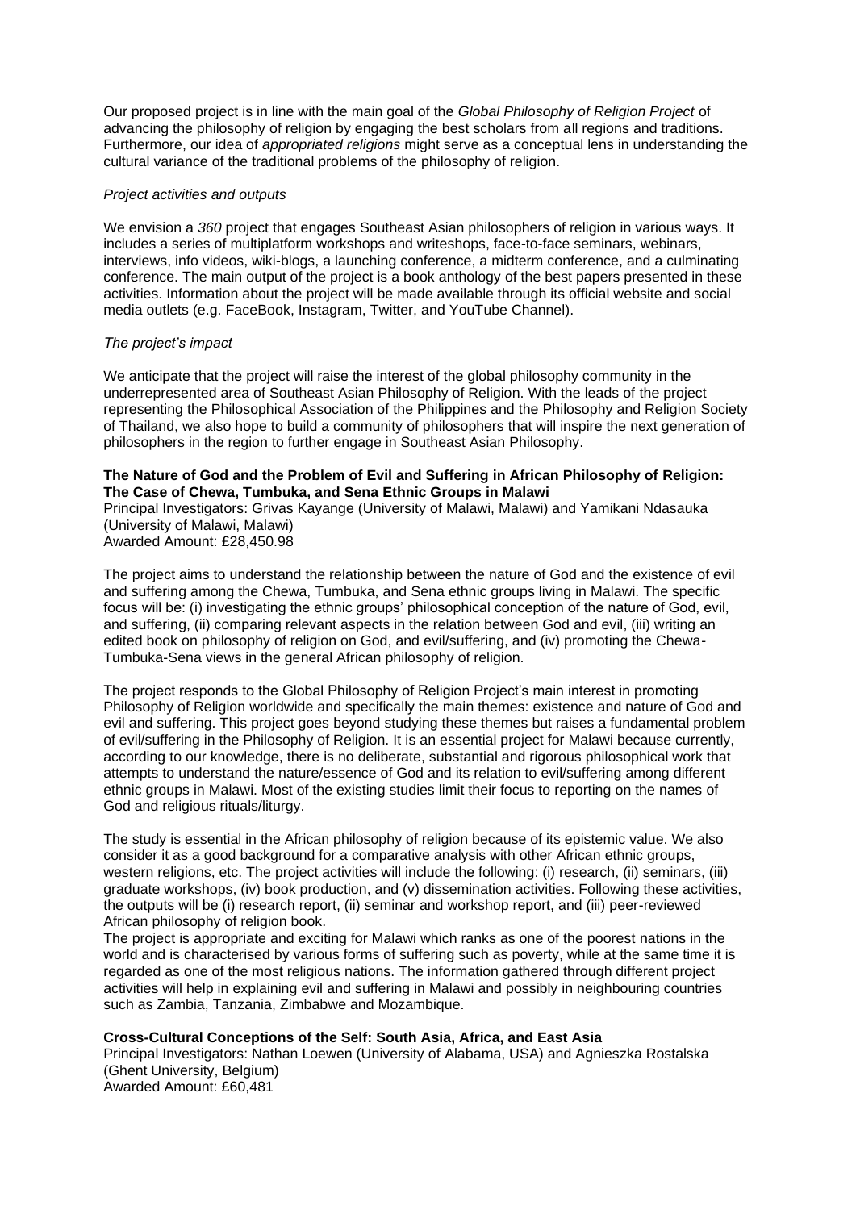Our proposed project is in line with the main goal of the *Global Philosophy of Religion Project* of advancing the philosophy of religion by engaging the best scholars from all regions and traditions. Furthermore, our idea of *appropriated religions* might serve as a conceptual lens in understanding the cultural variance of the traditional problems of the philosophy of religion.

*Project activities and outputs*

We envision a *360* project that engages Southeast Asian philosophers of religion in various ways. It includes a series of multiplatform workshops and writeshops, face-to-face seminars, webinars, interviews, info videos, wiki-blogs, a launching conference, a midterm conference, and a culminating conference. The main output of the project is a book anthology of the best papers presented in these activities. Information about the project will be made available through its official website and social media outlets (e.g. FaceBook, Instagram, Twitter, and YouTube Channel).

*The project's impact*

We anticipate that the project will raise the interest of the global philosophy community in the underrepresented area of Southeast Asian Philosophy of Religion. With the leads of the project representing the Philosophical Association of the Philippines and the Philosophy and Religion Society of Thailand, we also hope to build a community of philosophers that will inspire the next generation of philosophers in the region to further engage in Southeast Asian Philosophy.

**The Nature of God and the Problem of Evil and Suffering in African Philosophy of Religion: The Case of Chewa, Tumbuka, and Sena Ethnic Groups in Malawi**
Principal Investigators: Grivas Kayange (University of Malawi, Malawi) and Yamikani Ndasauka (University of Malawi, Malawi)
Awarded Amount: £28,450.98

The project aims to understand the relationship between the nature of God and the existence of evil and suffering among the Chewa, Tumbuka, and Sena ethnic groups living in Malawi. The specific focus will be: (i) investigating the ethnic groups' philosophical conception of the nature of God, evil, and suffering, (ii) comparing relevant aspects in the relation between God and evil, (iii) writing an edited book on philosophy of religion on God, and evil/suffering, and (iv) promoting the Chewa-Tumbuka-Sena views in the general African philosophy of religion.

The project responds to the Global Philosophy of Religion Project's main interest in promoting Philosophy of Religion worldwide and specifically the main themes: existence and nature of God and evil and suffering. This project goes beyond studying these themes but raises a fundamental problem of evil/suffering in the Philosophy of Religion. It is an essential project for Malawi because currently, according to our knowledge, there is no deliberate, substantial and rigorous philosophical work that attempts to understand the nature/essence of God and its relation to evil/suffering among different ethnic groups in Malawi. Most of the existing studies limit their focus to reporting on the names of God and religious rituals/liturgy.

The study is essential in the African philosophy of religion because of its epistemic value. We also consider it as a good background for a comparative analysis with other African ethnic groups, western religions, etc. The project activities will include the following: (i) research, (ii) seminars, (iii) graduate workshops, (iv) book production, and (v) dissemination activities. Following these activities, the outputs will be (i) research report, (ii) seminar and workshop report, and (iii) peer-reviewed African philosophy of religion book.
The project is appropriate and exciting for Malawi which ranks as one of the poorest nations in the world and is characterised by various forms of suffering such as poverty, while at the same time it is regarded as one of the most religious nations. The information gathered through different project activities will help in explaining evil and suffering in Malawi and possibly in neighbouring countries such as Zambia, Tanzania, Zimbabwe and Mozambique.

**Cross-Cultural Conceptions of the Self: South Asia, Africa, and East Asia**
Principal Investigators: Nathan Loewen (University of Alabama, USA) and Agnieszka Rostalska (Ghent University, Belgium)
Awarded Amount: £60,481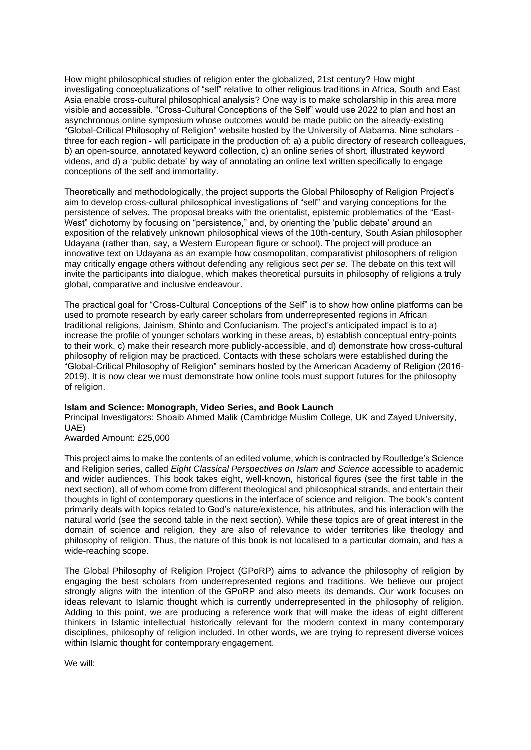How might philosophical studies of religion enter the globalized, 21st century? How might investigating conceptualizations of "self" relative to other religious traditions in Africa, South and East Asia enable cross-cultural philosophical analysis? One way is to make scholarship in this area more visible and accessible. "Cross-Cultural Conceptions of the Self" would use 2022 to plan and host an asynchronous online symposium whose outcomes would be made public on the already-existing "Global-Critical Philosophy of Religion" website hosted by the University of Alabama. Nine scholars - three for each region - will participate in the production of: a) a public directory of research colleagues, b) an open-source, annotated keyword collection, c) an online series of short, illustrated keyword videos, and d) a 'public debate' by way of annotating an online text written specifically to engage conceptions of the self and immortality.

Theoretically and methodologically, the project supports the Global Philosophy of Religion Project's aim to develop cross-cultural philosophical investigations of "self" and varying conceptions for the persistence of selves. The proposal breaks with the orientalist, epistemic problematics of the "East-West" dichotomy by focusing on "persistence," and, by orienting the 'public debate' around an exposition of the relatively unknown philosophical views of the 10th-century, South Asian philosopher Udayana (rather than, say, a Western European figure or school). The project will produce an innovative text on Udayana as an example how cosmopolitan, comparativist philosophers of religion may critically engage others without defending any religious sect *per se*. The debate on this text will invite the participants into dialogue, which makes theoretical pursuits in philosophy of religions a truly global, comparative and inclusive endeavour.

The practical goal for "Cross-Cultural Conceptions of the Self" is to show how online platforms can be used to promote research by early career scholars from underrepresented regions in African traditional religions, Jainism, Shinto and Confucianism. The project's anticipated impact is to a) increase the profile of younger scholars working in these areas, b) establish conceptual entry-points to their work, c) make their research more publicly-accessible, and d) demonstrate how cross-cultural philosophy of religion may be practiced. Contacts with these scholars were established during the "Global-Critical Philosophy of Religion" seminars hosted by the American Academy of Religion (2016-2019). It is now clear we must demonstrate how online tools must support futures for the philosophy of religion.

**Islam and Science: Monograph, Video Series, and Book Launch**

Principal Investigators: Shoaib Ahmed Malik (Cambridge Muslim College, UK and Zayed University, UAE)

Awarded Amount: £25,000

This project aims to make the contents of an edited volume, which is contracted by Routledge's Science and Religion series, called *Eight Classical Perspectives on Islam and Science* accessible to academic and wider audiences. This book takes eight, well-known, historical figures (see the first table in the next section), all of whom come from different theological and philosophical strands, and entertain their thoughts in light of contemporary questions in the interface of science and religion. The book's content primarily deals with topics related to God's nature/existence, his attributes, and his interaction with the natural world (see the second table in the next section). While these topics are of great interest in the domain of science and religion, they are also of relevance to wider territories like theology and philosophy of religion. Thus, the nature of this book is not localised to a particular domain, and has a wide-reaching scope.

The Global Philosophy of Religion Project (GPoRP) aims to advance the philosophy of religion by engaging the best scholars from underrepresented regions and traditions. We believe our project strongly aligns with the intention of the GPoRP and also meets its demands. Our work focuses on ideas relevant to Islamic thought which is currently underrepresented in the philosophy of religion. Adding to this point, we are producing a reference work that will make the ideas of eight different thinkers in Islamic intellectual historically relevant for the modern context in many contemporary disciplines, philosophy of religion included. In other words, we are trying to represent diverse voices within Islamic thought for contemporary engagement.

We will: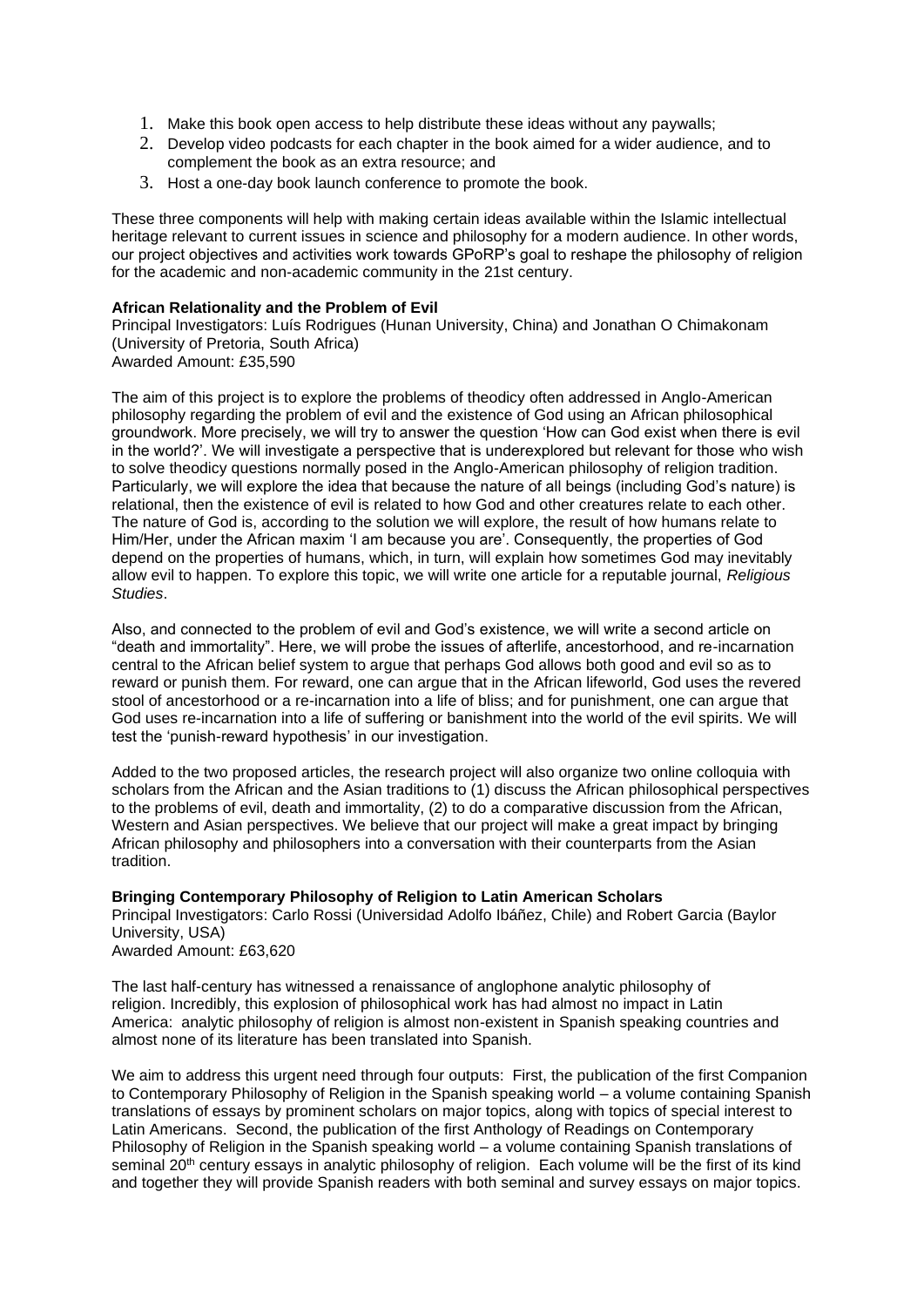1. Make this book open access to help distribute these ideas without any paywalls;
2. Develop video podcasts for each chapter in the book aimed for a wider audience, and to complement the book as an extra resource; and
3. Host a one-day book launch conference to promote the book.

These three components will help with making certain ideas available within the Islamic intellectual heritage relevant to current issues in science and philosophy for a modern audience. In other words, our project objectives and activities work towards GPoRP's goal to reshape the philosophy of religion for the academic and non-academic community in the 21st century.

**African Relationality and the Problem of Evil**
Principal Investigators: Luís Rodrigues (Hunan University, China) and Jonathan O Chimakonam (University of Pretoria, South Africa)
Awarded Amount: £35,590

The aim of this project is to explore the problems of theodicy often addressed in Anglo-American philosophy regarding the problem of evil and the existence of God using an African philosophical groundwork. More precisely, we will try to answer the question 'How can God exist when there is evil in the world?'. We will investigate a perspective that is underexplored but relevant for those who wish to solve theodicy questions normally posed in the Anglo-American philosophy of religion tradition. Particularly, we will explore the idea that because the nature of all beings (including God's nature) is relational, then the existence of evil is related to how God and other creatures relate to each other. The nature of God is, according to the solution we will explore, the result of how humans relate to Him/Her, under the African maxim 'I am because you are'. Consequently, the properties of God depend on the properties of humans, which, in turn, will explain how sometimes God may inevitably allow evil to happen. To explore this topic, we will write one article for a reputable journal, *Religious Studies*.

Also, and connected to the problem of evil and God's existence, we will write a second article on "death and immortality". Here, we will probe the issues of afterlife, ancestorhood, and re-incarnation central to the African belief system to argue that perhaps God allows both good and evil so as to reward or punish them. For reward, one can argue that in the African lifeworld, God uses the revered stool of ancestorhood or a re-incarnation into a life of bliss; and for punishment, one can argue that God uses re-incarnation into a life of suffering or banishment into the world of the evil spirits. We will test the 'punish-reward hypothesis' in our investigation.

Added to the two proposed articles, the research project will also organize two online colloquia with scholars from the African and the Asian traditions to (1) discuss the African philosophical perspectives to the problems of evil, death and immortality, (2) to do a comparative discussion from the African, Western and Asian perspectives. We believe that our project will make a great impact by bringing African philosophy and philosophers into a conversation with their counterparts from the Asian tradition.

**Bringing Contemporary Philosophy of Religion to Latin American Scholars**
Principal Investigators: Carlo Rossi (Universidad Adolfo Ibáñez, Chile) and Robert Garcia (Baylor University, USA)
Awarded Amount: £63,620

The last half-century has witnessed a renaissance of anglophone analytic philosophy of religion. Incredibly, this explosion of philosophical work has had almost no impact in Latin America: analytic philosophy of religion is almost non-existent in Spanish speaking countries and almost none of its literature has been translated into Spanish.

We aim to address this urgent need through four outputs: First, the publication of the first Companion to Contemporary Philosophy of Religion in the Spanish speaking world – a volume containing Spanish translations of essays by prominent scholars on major topics, along with topics of special interest to Latin Americans. Second, the publication of the first Anthology of Readings on Contemporary Philosophy of Religion in the Spanish speaking world – a volume containing Spanish translations of seminal 20th century essays in analytic philosophy of religion. Each volume will be the first of its kind and together they will provide Spanish readers with both seminal and survey essays on major topics.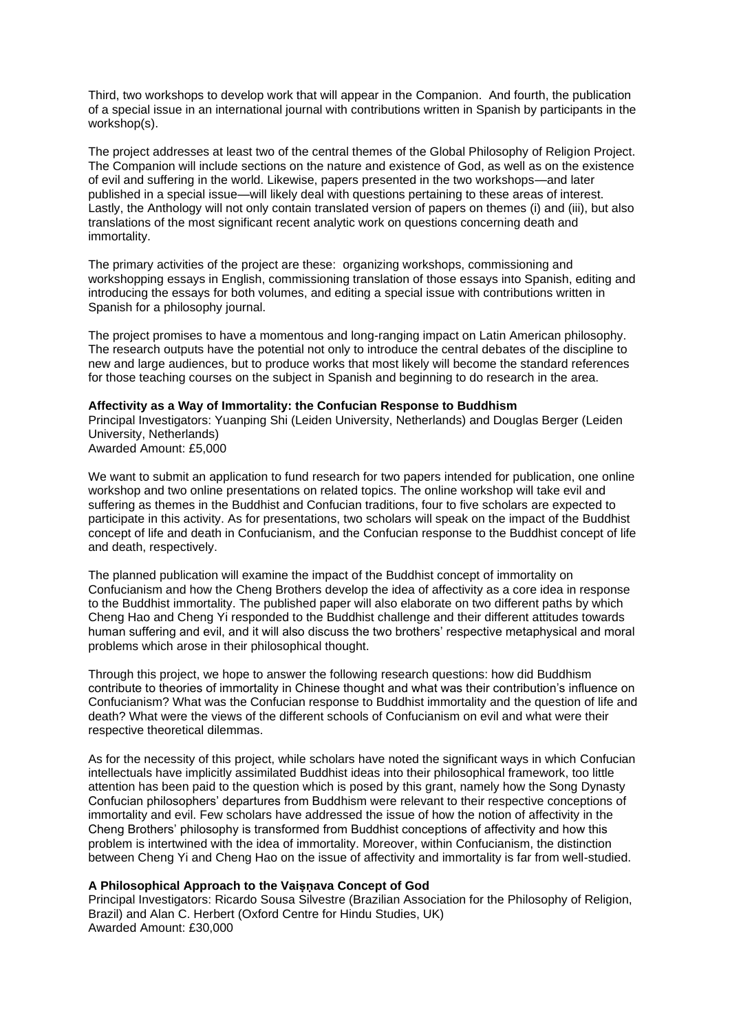Third, two workshops to develop work that will appear in the Companion. And fourth, the publication of a special issue in an international journal with contributions written in Spanish by participants in the workshop(s).

The project addresses at least two of the central themes of the Global Philosophy of Religion Project. The Companion will include sections on the nature and existence of God, as well as on the existence of evil and suffering in the world. Likewise, papers presented in the two workshops—and later published in a special issue—will likely deal with questions pertaining to these areas of interest. Lastly, the Anthology will not only contain translated version of papers on themes (i) and (iii), but also translations of the most significant recent analytic work on questions concerning death and immortality.

The primary activities of the project are these: organizing workshops, commissioning and workshopping essays in English, commissioning translation of those essays into Spanish, editing and introducing the essays for both volumes, and editing a special issue with contributions written in Spanish for a philosophy journal.

The project promises to have a momentous and long-ranging impact on Latin American philosophy. The research outputs have the potential not only to introduce the central debates of the discipline to new and large audiences, but to produce works that most likely will become the standard references for those teaching courses on the subject in Spanish and beginning to do research in the area.

**Affectivity as a Way of Immortality: the Confucian Response to Buddhism**
Principal Investigators: Yuanping Shi (Leiden University, Netherlands) and Douglas Berger (Leiden University, Netherlands)
Awarded Amount: £5,000

We want to submit an application to fund research for two papers intended for publication, one online workshop and two online presentations on related topics. The online workshop will take evil and suffering as themes in the Buddhist and Confucian traditions, four to five scholars are expected to participate in this activity. As for presentations, two scholars will speak on the impact of the Buddhist concept of life and death in Confucianism, and the Confucian response to the Buddhist concept of life and death, respectively.

The planned publication will examine the impact of the Buddhist concept of immortality on Confucianism and how the Cheng Brothers develop the idea of affectivity as a core idea in response to the Buddhist immortality. The published paper will also elaborate on two different paths by which Cheng Hao and Cheng Yi responded to the Buddhist challenge and their different attitudes towards human suffering and evil, and it will also discuss the two brothers' respective metaphysical and moral problems which arose in their philosophical thought.

Through this project, we hope to answer the following research questions: how did Buddhism contribute to theories of immortality in Chinese thought and what was their contribution's influence on Confucianism? What was the Confucian response to Buddhist immortality and the question of life and death? What were the views of the different schools of Confucianism on evil and what were their respective theoretical dilemmas.

As for the necessity of this project, while scholars have noted the significant ways in which Confucian intellectuals have implicitly assimilated Buddhist ideas into their philosophical framework, too little attention has been paid to the question which is posed by this grant, namely how the Song Dynasty Confucian philosophers' departures from Buddhism were relevant to their respective conceptions of immortality and evil. Few scholars have addressed the issue of how the notion of affectivity in the Cheng Brothers' philosophy is transformed from Buddhist conceptions of affectivity and how this problem is intertwined with the idea of immortality. Moreover, within Confucianism, the distinction between Cheng Yi and Cheng Hao on the issue of affectivity and immortality is far from well-studied.

**A Philosophical Approach to the Vaiṣṇava Concept of God**
Principal Investigators: Ricardo Sousa Silvestre (Brazilian Association for the Philosophy of Religion, Brazil) and Alan C. Herbert (Oxford Centre for Hindu Studies, UK)
Awarded Amount: £30,000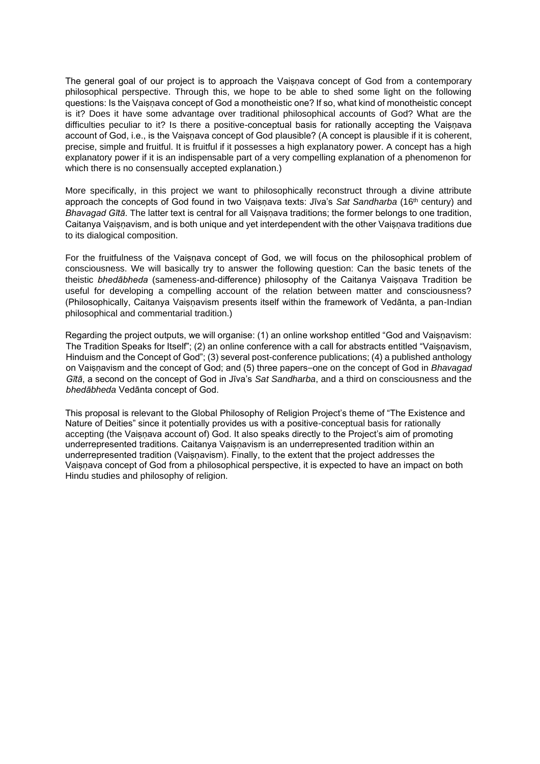The general goal of our project is to approach the Vaiṣṇava concept of God from a contemporary philosophical perspective. Through this, we hope to be able to shed some light on the following questions: Is the Vaiṣṇava concept of God a monotheistic one? If so, what kind of monotheistic concept is it? Does it have some advantage over traditional philosophical accounts of God? What are the difficulties peculiar to it? Is there a positive-conceptual basis for rationally accepting the Vaiṣṇava account of God, i.e., is the Vaiṣṇava concept of God plausible? (A concept is plausible if it is coherent, precise, simple and fruitful. It is fruitful if it possesses a high explanatory power. A concept has a high explanatory power if it is an indispensable part of a very compelling explanation of a phenomenon for which there is no consensually accepted explanation.)

More specifically, in this project we want to philosophically reconstruct through a divine attribute approach the concepts of God found in two Vaiṣṇava texts: Jīva's *Sat Sandharba* (16th century) and *Bhavagad Gītā*. The latter text is central for all Vaiṣṇava traditions; the former belongs to one tradition, Caitanya Vaiṣṇavism, and is both unique and yet interdependent with the other Vaiṣṇava traditions due to its dialogical composition.

For the fruitfulness of the Vaiṣṇava concept of God, we will focus on the philosophical problem of consciousness. We will basically try to answer the following question: Can the basic tenets of the theistic *bhedābheda* (sameness-and-difference) philosophy of the Caitanya Vaiṣṇava Tradition be useful for developing a compelling account of the relation between matter and consciousness? (Philosophically, Caitanya Vaiṣṇavism presents itself within the framework of Vedānta, a pan-Indian philosophical and commentarial tradition.)

Regarding the project outputs, we will organise: (1) an online workshop entitled "God and Vaiṣṇavism: The Tradition Speaks for Itself"; (2) an online conference with a call for abstracts entitled "Vaiṣṇavism, Hinduism and the Concept of God"; (3) several post-conference publications; (4) a published anthology on Vaiṣṇavism and the concept of God; and (5) three papers–one on the concept of God in *Bhavagad Gītā*, a second on the concept of God in Jīva's *Sat Sandharba*, and a third on consciousness and the *bhedābheda* Vedānta concept of God.

This proposal is relevant to the Global Philosophy of Religion Project's theme of "The Existence and Nature of Deities" since it potentially provides us with a positive-conceptual basis for rationally accepting (the Vaiṣṇava account of) God. It also speaks directly to the Project's aim of promoting underrepresented traditions. Caitanya Vaiṣṇavism is an underrepresented tradition within an underrepresented tradition (Vaiṣṇavism). Finally, to the extent that the project addresses the Vaiṣṇava concept of God from a philosophical perspective, it is expected to have an impact on both Hindu studies and philosophy of religion.